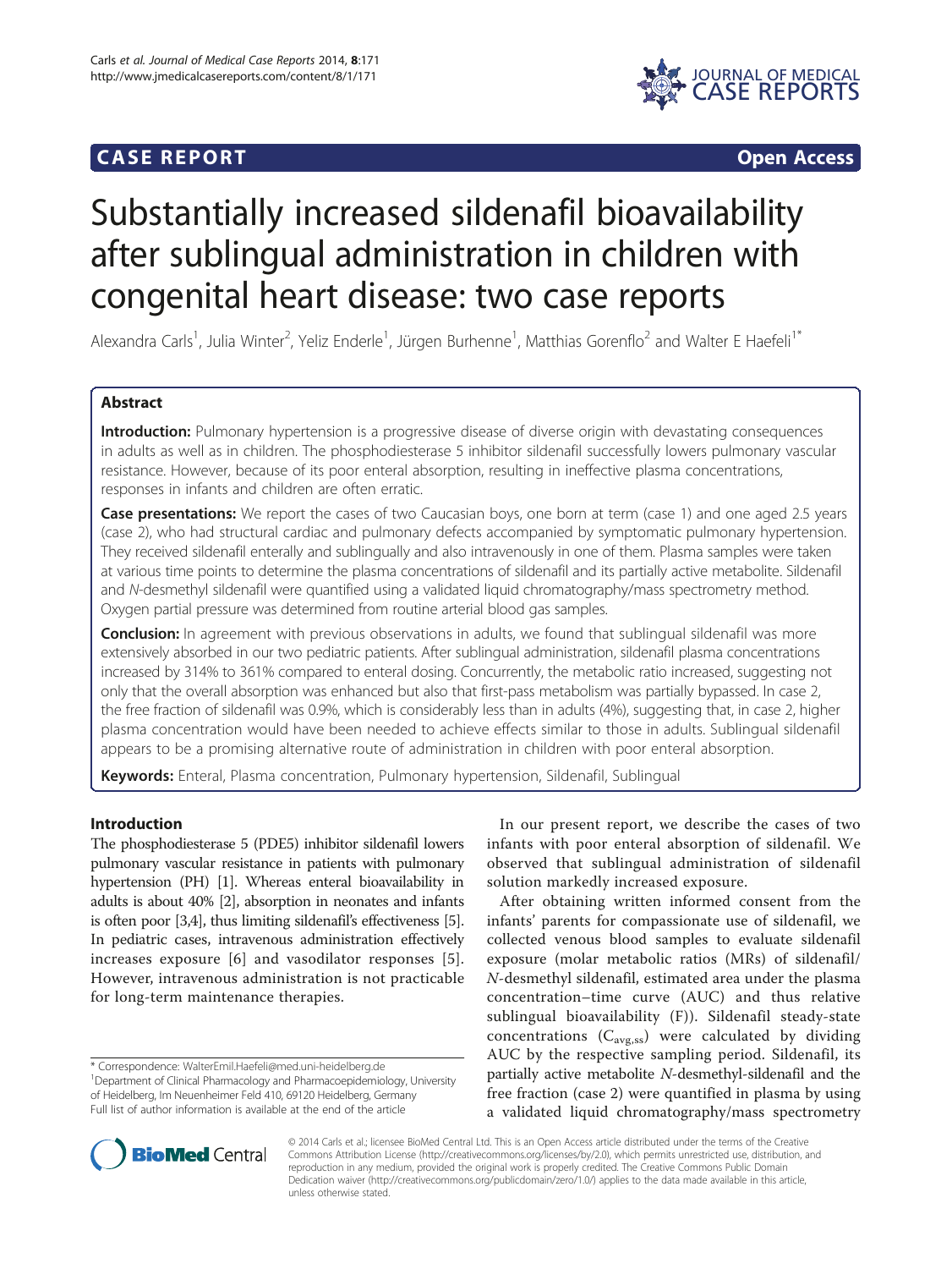**CASE REPORT** **Open Access**

# Substantially increased sildenafil bioavailability after sublingual administration in children with congenital heart disease: two case reports

Alexandra Carls[1], Julia Winter[2], Yeliz Enderle[1], Jürgen Burhenne[1], Matthias Gorenflo[2] and Walter E Haefeli[1*]

## Abstract

**Introduction:** Pulmonary hypertension is a progressive disease of diverse origin with devastating consequences in adults as well as in children. The phosphodiesterase 5 inhibitor sildenafil successfully lowers pulmonary vascular resistance. However, because of its poor enteral absorption, resulting in ineffective plasma concentrations, responses in infants and children are often erratic.

**Case presentations:** We report the cases of two Caucasian boys, one born at term (case 1) and one aged 2.5 years (case 2), who had structural cardiac and pulmonary defects accompanied by symptomatic pulmonary hypertension. They received sildenafil enterally and sublingually and also intravenously in one of them. Plasma samples were taken at various time points to determine the plasma concentrations of sildenafil and its partially active metabolite. Sildenafil and *N*-desmethyl sildenafil were quantified using a validated liquid chromatography/mass spectrometry method. Oxygen partial pressure was determined from routine arterial blood gas samples.

**Conclusion:** In agreement with previous observations in adults, we found that sublingual sildenafil was more extensively absorbed in our two pediatric patients. After sublingual administration, sildenafil plasma concentrations increased by 314% to 361% compared to enteral dosing. Concurrently, the metabolic ratio increased, suggesting not only that the overall absorption was enhanced but also that first-pass metabolism was partially bypassed. In case 2, the free fraction of sildenafil was 0.9%, which is considerably less than in adults (4%), suggesting that, in case 2, higher plasma concentration would have been needed to achieve effects similar to those in adults. Sublingual sildenafil appears to be a promising alternative route of administration in children with poor enteral absorption.

**Keywords:** Enteral, Plasma concentration, Pulmonary hypertension, Sildenafil, Sublingual

## Introduction

The phosphodiesterase 5 (PDE5) inhibitor sildenafil lowers pulmonary vascular resistance in patients with pulmonary hypertension (PH) [1]. Whereas enteral bioavailability in adults is about 40% [2], absorption in neonates and infants is often poor [3,4], thus limiting sildenafil's effectiveness [5]. In pediatric cases, intravenous administration effectively increases exposure [6] and vasodilator responses [5]. However, intravenous administration is not practicable for long-term maintenance therapies.

In our present report, we describe the cases of two infants with poor enteral absorption of sildenafil. We observed that sublingual administration of sildenafil solution markedly increased exposure.

After obtaining written informed consent from the infants' parents for compassionate use of sildenafil, we collected venous blood samples to evaluate sildenafil exposure (molar metabolic ratios (MRs) of sildenafil/*N*-desmethyl sildenafil, estimated area under the plasma concentration–time curve (AUC) and thus relative sublingual bioavailability (F)). Sildenafil steady-state concentrations ($C_{avg,ss}$) were calculated by dividing AUC by the respective sampling period. Sildenafil, its partially active metabolite *N*-desmethyl-sildenafil and the free fraction (case 2) were quantified in plasma by using a validated liquid chromatography/mass spectrometry

\* Correspondence: WalterEmil.Haefeli@med.uni-heidelberg.de
[1]Department of Clinical Pharmacology and Pharmacoepidemiology, University of Heidelberg, Im Neuenheimer Feld 410, 69120 Heidelberg, Germany
Full list of author information is available at the end of the article

© 2014 Carls et al.; licensee BioMed Central Ltd. This is an Open Access article distributed under the terms of the Creative Commons Attribution License (http://creativecommons.org/licenses/by/2.0), which permits unrestricted use, distribution, and reproduction in any medium, provided the original work is properly credited. The Creative Commons Public Domain Dedication waiver (http://creativecommons.org/publicdomain/zero/1.0/) applies to the data made available in this article, unless otherwise stated.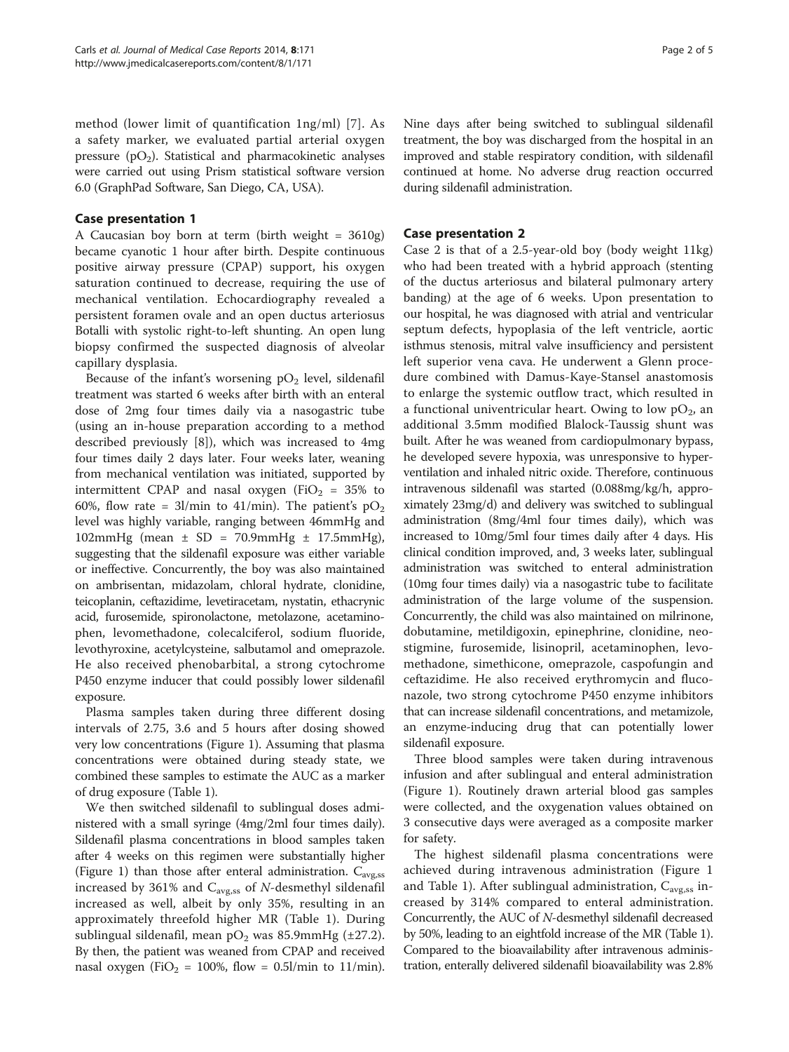method (lower limit of quantification 1ng/ml) [7]. As a safety marker, we evaluated partial arterial oxygen pressure ($pO_2$). Statistical and pharmacokinetic analyses were carried out using Prism statistical software version 6.0 (GraphPad Software, San Diego, CA, USA).

## Case presentation 1

A Caucasian boy born at term (birth weight = 3610g) became cyanotic 1 hour after birth. Despite continuous positive airway pressure (CPAP) support, his oxygen saturation continued to decrease, requiring the use of mechanical ventilation. Echocardiography revealed a persistent foramen ovale and an open ductus arteriosus Botalli with systolic right-to-left shunting. An open lung biopsy confirmed the suspected diagnosis of alveolar capillary dysplasia.

Because of the infant's worsening $pO_2$ level, sildenafil treatment was started 6 weeks after birth with an enteral dose of 2mg four times daily via a nasogastric tube (using an in-house preparation according to a method described previously [8]), which was increased to 4mg four times daily 2 days later. Four weeks later, weaning from mechanical ventilation was initiated, supported by intermittent CPAP and nasal oxygen ($FiO_2$ = 35% to 60%, flow rate = 3l/min to 4l/min). The patient's $pO_2$ level was highly variable, ranging between 46mmHg and 102mmHg (mean ± SD = 70.9mmHg ± 17.5mmHg), suggesting that the sildenafil exposure was either variable or ineffective. Concurrently, the boy was also maintained on ambrisentan, midazolam, chloral hydrate, clonidine, teicoplanin, ceftazidime, levetiracetam, nystatin, ethacrynic acid, furosemide, spironolactone, metolazone, acetaminophen, levomethadone, colecalciferol, sodium fluoride, levothyroxine, acetylcysteine, salbutamol and omeprazole. He also received phenobarbital, a strong cytochrome P450 enzyme inducer that could possibly lower sildenafil exposure.

Plasma samples taken during three different dosing intervals of 2.75, 3.6 and 5 hours after dosing showed very low concentrations (Figure 1). Assuming that plasma concentrations were obtained during steady state, we combined these samples to estimate the AUC as a marker of drug exposure (Table 1).

We then switched sildenafil to sublingual doses administered with a small syringe (4mg/2ml four times daily). Sildenafil plasma concentrations in blood samples taken after 4 weeks on this regimen were substantially higher (Figure 1) than those after enteral administration. $C_{avg,ss}$ increased by 361% and $C_{avg,ss}$ of *N*-desmethyl sildenafil increased as well, albeit by only 35%, resulting in an approximately threefold higher MR (Table 1). During sublingual sildenafil, mean $pO_2$ was 85.9mmHg (±27.2). By then, the patient was weaned from CPAP and received nasal oxygen ($FiO_2$ = 100%, flow = 0.5l/min to 1l/min). Nine days after being switched to sublingual sildenafil treatment, the boy was discharged from the hospital in an improved and stable respiratory condition, with sildenafil continued at home. No adverse drug reaction occurred during sildenafil administration.

## Case presentation 2

Case 2 is that of a 2.5-year-old boy (body weight 11kg) who had been treated with a hybrid approach (stenting of the ductus arteriosus and bilateral pulmonary artery banding) at the age of 6 weeks. Upon presentation to our hospital, he was diagnosed with atrial and ventricular septum defects, hypoplasia of the left ventricle, aortic isthmus stenosis, mitral valve insufficiency and persistent left superior vena cava. He underwent a Glenn procedure combined with Damus-Kaye-Stansel anastomosis to enlarge the systemic outflow tract, which resulted in a functional univentricular heart. Owing to low $pO_2$, an additional 3.5mm modified Blalock-Taussig shunt was built. After he was weaned from cardiopulmonary bypass, he developed severe hypoxia, was unresponsive to hyperventilation and inhaled nitric oxide. Therefore, continuous intravenous sildenafil was started (0.088mg/kg/h, approximately 23mg/d) and delivery was switched to sublingual administration (8mg/4ml four times daily), which was increased to 10mg/5ml four times daily after 4 days. His clinical condition improved, and, 3 weeks later, sublingual administration was switched to enteral administration (10mg four times daily) via a nasogastric tube to facilitate administration of the large volume of the suspension. Concurrently, the child was also maintained on milrinone, dobutamine, metildigoxin, epinephrine, clonidine, neostigmine, furosemide, lisinopril, acetaminophen, levomethadone, simethicone, omeprazole, caspofungin and ceftazidime. He also received erythromycin and fluconazole, two strong cytochrome P450 enzyme inhibitors that can increase sildenafil concentrations, and metamizole, an enzyme-inducing drug that can potentially lower sildenafil exposure.

Three blood samples were taken during intravenous infusion and after sublingual and enteral administration (Figure 1). Routinely drawn arterial blood gas samples were collected, and the oxygenation values obtained on 3 consecutive days were averaged as a composite marker for safety.

The highest sildenafil plasma concentrations were achieved during intravenous administration (Figure 1 and Table 1). After sublingual administration, $C_{avg,ss}$ increased by 314% compared to enteral administration. Concurrently, the AUC of *N*-desmethyl sildenafil decreased by 50%, leading to an eightfold increase of the MR (Table 1). Compared to the bioavailability after intravenous administration, enterally delivered sildenafil bioavailability was 2.8%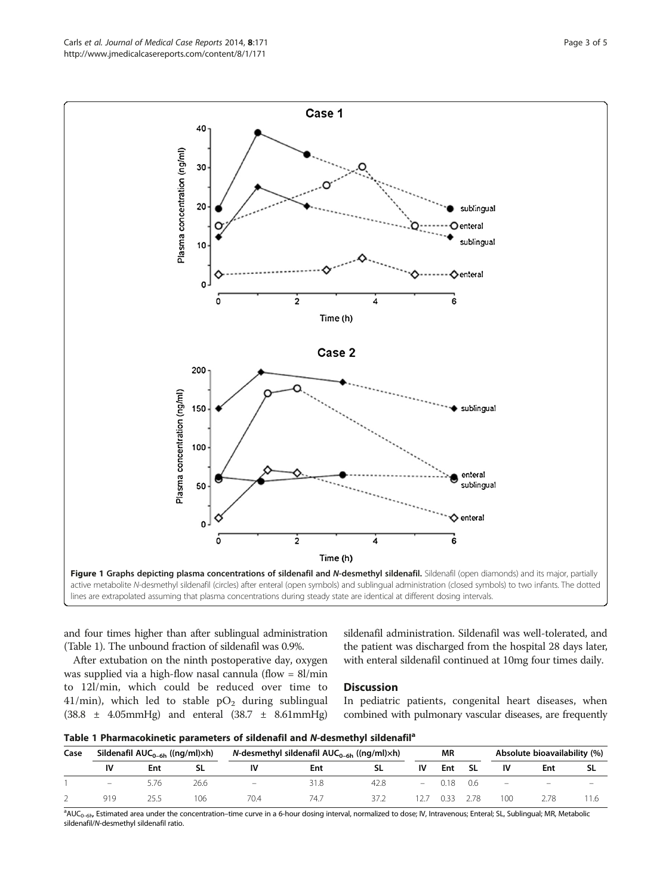**Figure 1 Graphs depicting plasma concentrations of sildenafil and *N*-desmethyl sildenafil.** Sildenafil (open diamonds) and its major, partially active metabolite *N*-desmethyl sildenafil (circles) after enteral (open symbols) and sublingual administration (closed symbols) to two infants. The dotted lines are extrapolated assuming that plasma concentrations during steady state are identical at different dosing intervals.

and four times higher than after sublingual administration (Table 1). The unbound fraction of sildenafil was 0.9%.

After extubation on the ninth postoperative day, oxygen was supplied via a high-flow nasal cannula (flow = 8l/min to 12l/min, which could be reduced over time to 4l/min), which led to stable $pO_2$ during sublingual (38.8 ± 4.05mmHg) and enteral (38.7 ± 8.61mmHg) sildenafil administration. Sildenafil was well-tolerated, and the patient was discharged from the hospital 28 days later, with enteral sildenafil continued at 10mg four times daily.

## Discussion

In pediatric patients, congenital heart diseases, when combined with pulmonary vascular diseases, are frequently

**Table 1 Pharmacokinetic parameters of sildenafil and *N*-desmethyl sildenafil[a]**

| Case | Sildenafil $AUC_{0-6h}$ ((ng/ml)×h) | | | *N*-desmethyl sildenafil $AUC_{0-6h}$ ((ng/ml)×h) | | | MR | | | Absolute bioavailability (%) | | |
|---|---|---|---|---|---|---|---|---|---|---|---|---|
| | IV | Ent | SL | IV | Ent | SL | IV | Ent | SL | IV | Ent | SL |
| 1 | – | 5.76 | 26.6 | – | 31.8 | 42.8 | – | 0.18 | 0.6 | – | – | – |
| 2 | 919 | 25.5 | 106 | 70.4 | 74.7 | 37.2 | 12.7 | 0.33 | 2.78 | 100 | 2.78 | 11.6 |

[a] $AUC_{0-6h}$, Estimated area under the concentration–time curve in a 6-hour dosing interval, normalized to dose; IV, Intravenous; Enteral; SL, Sublingual; MR, Metabolic sildenafil/*N*-desmethyl sildenafil ratio.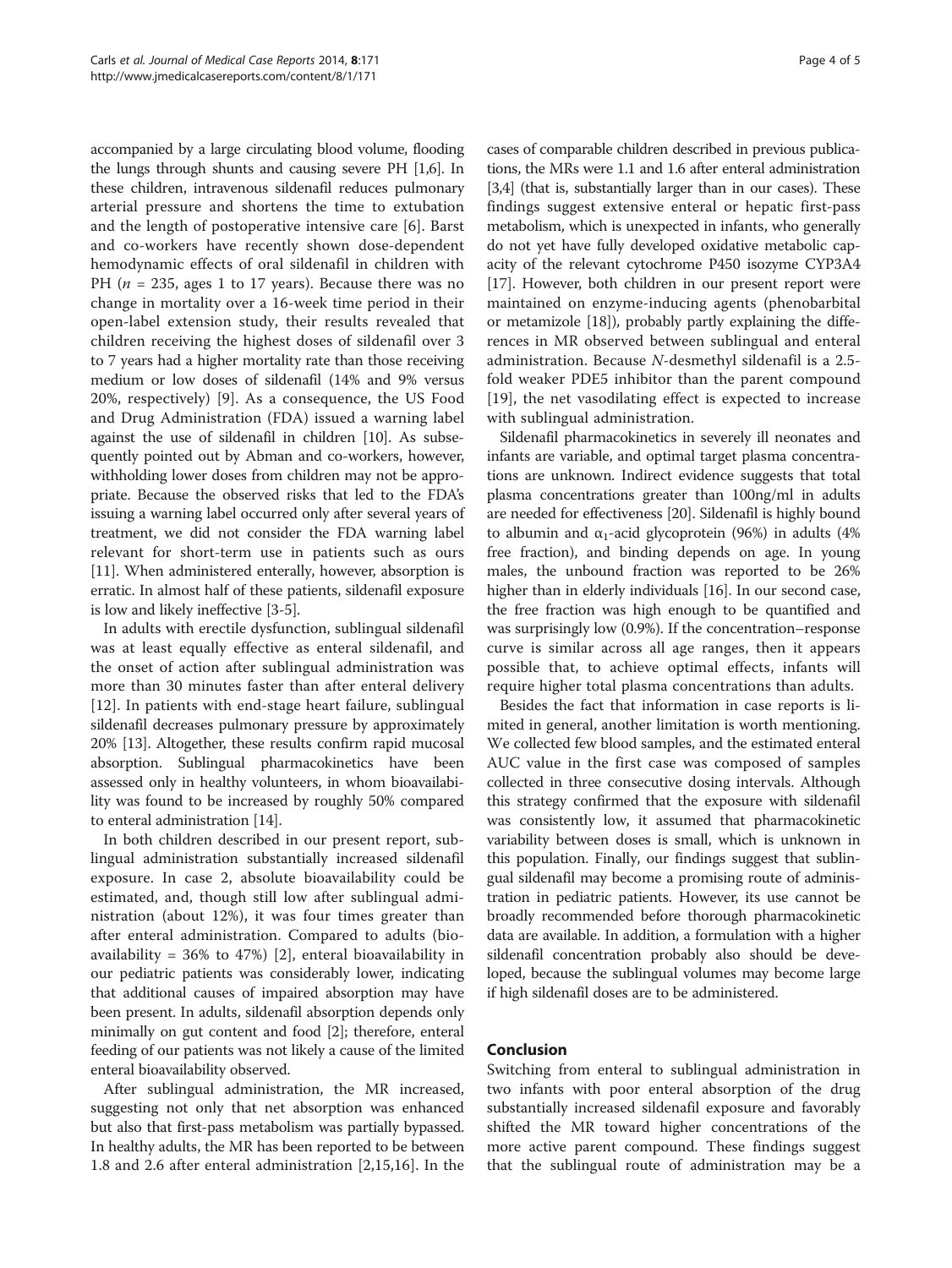accompanied by a large circulating blood volume, flooding the lungs through shunts and causing severe PH [1,6]. In these children, intravenous sildenafil reduces pulmonary arterial pressure and shortens the time to extubation and the length of postoperative intensive care [6]. Barst and co-workers have recently shown dose-dependent hemodynamic effects of oral sildenafil in children with PH ($n$ = 235, ages 1 to 17 years). Because there was no change in mortality over a 16-week time period in their open-label extension study, their results revealed that children receiving the highest doses of sildenafil over 3 to 7 years had a higher mortality rate than those receiving medium or low doses of sildenafil (14% and 9% versus 20%, respectively) [9]. As a consequence, the US Food and Drug Administration (FDA) issued a warning label against the use of sildenafil in children [10]. As subsequently pointed out by Abman and co-workers, however, withholding lower doses from children may not be appropriate. Because the observed risks that led to the FDA's issuing a warning label occurred only after several years of treatment, we did not consider the FDA warning label relevant for short-term use in patients such as ours [11]. When administered enterally, however, absorption is erratic. In almost half of these patients, sildenafil exposure is low and likely ineffective [3-5].

In adults with erectile dysfunction, sublingual sildenafil was at least equally effective as enteral sildenafil, and the onset of action after sublingual administration was more than 30 minutes faster than after enteral delivery [12]. In patients with end-stage heart failure, sublingual sildenafil decreases pulmonary pressure by approximately 20% [13]. Altogether, these results confirm rapid mucosal absorption. Sublingual pharmacokinetics have been assessed only in healthy volunteers, in whom bioavailability was found to be increased by roughly 50% compared to enteral administration [14].

In both children described in our present report, sublingual administration substantially increased sildenafil exposure. In case 2, absolute bioavailability could be estimated, and, though still low after sublingual administration (about 12%), it was four times greater than after enteral administration. Compared to adults (bioavailability = 36% to 47%) [2], enteral bioavailability in our pediatric patients was considerably lower, indicating that additional causes of impaired absorption may have been present. In adults, sildenafil absorption depends only minimally on gut content and food [2]; therefore, enteral feeding of our patients was not likely a cause of the limited enteral bioavailability observed.

After sublingual administration, the MR increased, suggesting not only that net absorption was enhanced but also that first-pass metabolism was partially bypassed. In healthy adults, the MR has been reported to be between 1.8 and 2.6 after enteral administration [2,15,16]. In the cases of comparable children described in previous publications, the MRs were 1.1 and 1.6 after enteral administration [3,4] (that is, substantially larger than in our cases). These findings suggest extensive enteral or hepatic first-pass metabolism, which is unexpected in infants, who generally do not yet have fully developed oxidative metabolic capacity of the relevant cytochrome P450 isozyme CYP3A4 [17]. However, both children in our present report were maintained on enzyme-inducing agents (phenobarbital or metamizole [18]), probably partly explaining the differences in MR observed between sublingual and enteral administration. Because *N*-desmethyl sildenafil is a 2.5-fold weaker PDE5 inhibitor than the parent compound [19], the net vasodilating effect is expected to increase with sublingual administration.

Sildenafil pharmacokinetics in severely ill neonates and infants are variable, and optimal target plasma concentrations are unknown. Indirect evidence suggests that total plasma concentrations greater than 100ng/ml in adults are needed for effectiveness [20]. Sildenafil is highly bound to albumin and $\alpha_1$-acid glycoprotein (96%) in adults (4% free fraction), and binding depends on age. In young males, the unbound fraction was reported to be 26% higher than in elderly individuals [16]. In our second case, the free fraction was high enough to be quantified and was surprisingly low (0.9%). If the concentration–response curve is similar across all age ranges, then it appears possible that, to achieve optimal effects, infants will require higher total plasma concentrations than adults.

Besides the fact that information in case reports is limited in general, another limitation is worth mentioning. We collected few blood samples, and the estimated enteral AUC value in the first case was composed of samples collected in three consecutive dosing intervals. Although this strategy confirmed that the exposure with sildenafil was consistently low, it assumed that pharmacokinetic variability between doses is small, which is unknown in this population. Finally, our findings suggest that sublingual sildenafil may become a promising route of administration in pediatric patients. However, its use cannot be broadly recommended before thorough pharmacokinetic data are available. In addition, a formulation with a higher sildenafil concentration probably also should be developed, because the sublingual volumes may become large if high sildenafil doses are to be administered.

## Conclusion

Switching from enteral to sublingual administration in two infants with poor enteral absorption of the drug substantially increased sildenafil exposure and favorably shifted the MR toward higher concentrations of the more active parent compound. These findings suggest that the sublingual route of administration may be a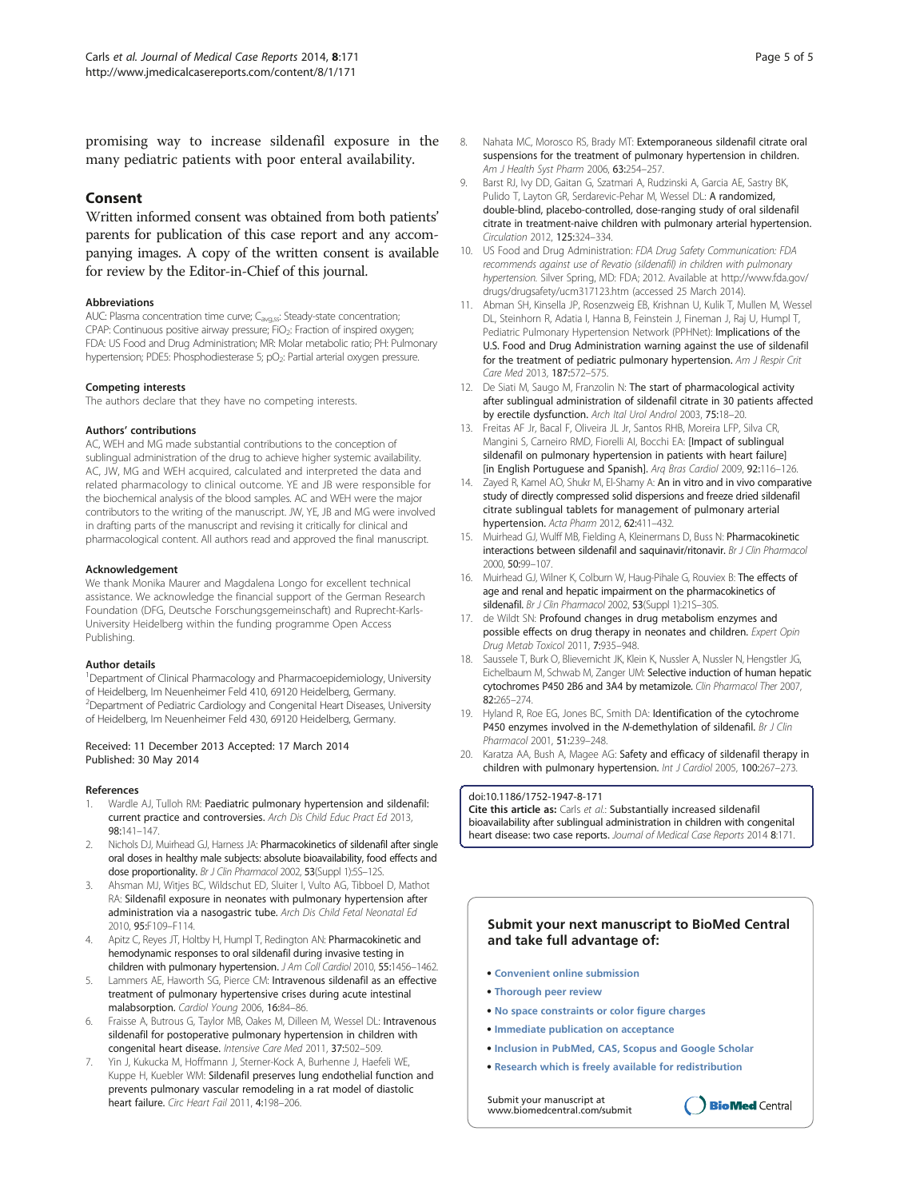promising way to increase sildenafil exposure in the many pediatric patients with poor enteral availability.

## Consent

Written informed consent was obtained from both patients' parents for publication of this case report and any accompanying images. A copy of the written consent is available for review by the Editor-in-Chief of this journal.

#### Abbreviations

AUC: Plasma concentration time curve; $C_{avg,ss}$: Steady-state concentration; CPAP: Continuous positive airway pressure; $FiO_2$: Fraction of inspired oxygen; FDA: US Food and Drug Administration; MR: Molar metabolic ratio; PH: Pulmonary hypertension; PDE5: Phosphodiesterase 5; $pO_2$: Partial arterial oxygen pressure.

#### Competing interests

The authors declare that they have no competing interests.

#### Authors' contributions

AC, WEH and MG made substantial contributions to the conception of sublingual administration of the drug to achieve higher systemic availability. AC, JW, MG and WEH acquired, calculated and interpreted the data and related pharmacology to clinical outcome. YE and JB were responsible for the biochemical analysis of the blood samples. AC and WEH were the major contributors to the writing of the manuscript. JW, YE, JB and MG were involved in drafting parts of the manuscript and revising it critically for clinical and pharmacological content. All authors read and approved the final manuscript.

#### Acknowledgement

We thank Monika Maurer and Magdalena Longo for excellent technical assistance. We acknowledge the financial support of the German Research Foundation (DFG, Deutsche Forschungsgemeinschaft) and Ruprecht-Karls-University Heidelberg within the funding programme Open Access Publishing.

#### Author details

[1]Department of Clinical Pharmacology and Pharmacoepidemiology, University of Heidelberg, Im Neuenheimer Feld 410, 69120 Heidelberg, Germany. [2]Department of Pediatric Cardiology and Congenital Heart Diseases, University of Heidelberg, Im Neuenheimer Feld 430, 69120 Heidelberg, Germany.

Received: 11 December 2013 Accepted: 17 March 2014
Published: 30 May 2014

#### References

1. Wardle AJ, Tulloh RM: **Paediatric pulmonary hypertension and sildenafil: current practice and controversies.** *Arch Dis Child Educ Pract Ed* 2013, **98**:141–147.
2. Nichols DJ, Muirhead GJ, Harness JA: **Pharmacokinetics of sildenafil after single oral doses in healthy male subjects: absolute bioavailability, food effects and dose proportionality.** *Br J Clin Pharmacol* 2002, **53**(Suppl 1):5S–12S.
3. Ahsman MJ, Witjes BC, Wildschut ED, Sluiter I, Vulto AG, Tibboel D, Mathot RA: **Sildenafil exposure in neonates with pulmonary hypertension after administration via a nasogastric tube.** *Arch Dis Child Fetal Neonatal Ed* 2010, **95**:F109–F114.
4. Apitz C, Reyes JT, Holtby H, Humpl T, Redington AN: **Pharmacokinetic and hemodynamic responses to oral sildenafil during invasive testing in children with pulmonary hypertension.** *J Am Coll Cardiol* 2010, **55**:1456–1462.
5. Lammers AE, Haworth SG, Pierce CM: **Intravenous sildenafil as an effective treatment of pulmonary hypertensive crises during acute intestinal malabsorption.** *Cardiol Young* 2006, **16**:84–86.
6. Fraisse A, Butrous G, Taylor MB, Oakes M, Dilleen M, Wessel DL: **Intravenous sildenafil for postoperative pulmonary hypertension in children with congenital heart disease.** *Intensive Care Med* 2011, **37**:502–509.
7. Yin J, Kukucka M, Hoffmann J, Sterner-Kock A, Burhenne J, Haefeli WE, Kuppe H, Kuebler WM: **Sildenafil preserves lung endothelial function and prevents pulmonary vascular remodeling in a rat model of diastolic heart failure.** *Circ Heart Fail* 2011, **4**:198–206.
8. Nahata MC, Morosco RS, Brady MT: **Extemporaneous sildenafil citrate oral suspensions for the treatment of pulmonary hypertension in children.** *Am J Health Syst Pharm* 2006, **63**:254–257.
9. Barst RJ, Ivy DD, Gaitan G, Szatmari A, Rudzinski A, Garcia AE, Sastry BK, Pulido T, Layton GR, Serdarevic-Pehar M, Wessel DL: **A randomized, double-blind, placebo-controlled, dose-ranging study of oral sildenafil citrate in treatment-naive children with pulmonary arterial hypertension.** *Circulation* 2012, **125**:324–334.
10. US Food and Drug Administration: *FDA Drug Safety Communication: FDA recommends against use of Revatio (sildenafil) in children with pulmonary hypertension.* Silver Spring, MD: FDA; 2012. Available at http://www.fda.gov/drugs/drugsafety/ucm317123.htm (accessed 25 March 2014).
11. Abman SH, Kinsella JP, Rosenzweig EB, Krishnan U, Kulik T, Mullen M, Wessel DL, Steinhorn R, Adatia I, Hanna B, Feinstein J, Fineman J, Raj U, Humpl T, Pediatric Pulmonary Hypertension Network (PPHNet): **Implications of the U.S. Food and Drug Administration warning against the use of sildenafil for the treatment of pediatric pulmonary hypertension.** *Am J Respir Crit Care Med* 2013, **187**:572–575.
12. De Siati M, Saugo M, Franzolin N: **The start of pharmacological activity after sublingual administration of sildenafil citrate in 30 patients affected by erectile dysfunction.** *Arch Ital Urol Androl* 2003, **75**:18–20.
13. Freitas AF Jr, Bacal F, Oliveira JL Jr, Santos RHB, Moreira LFP, Silva CR, Mangini S, Carneiro RMD, Fiorelli AI, Bocchi EA: **[Impact of sublingual sildenafil on pulmonary hypertension in patients with heart failure] [in English Portuguese and Spanish].** *Arq Bras Cardiol* 2009, **92**:116–126.
14. Zayed R, Kamel AO, Shukr M, El-Shamy A: **An in vitro and in vivo comparative study of directly compressed solid dispersions and freeze dried sildenafil citrate sublingual tablets for management of pulmonary arterial hypertension.** *Acta Pharm* 2012, **62**:411–432.
15. Muirhead GJ, Wulff MB, Fielding A, Kleinermans D, Buss N: **Pharmacokinetic interactions between sildenafil and saquinavir/ritonavir.** *Br J Clin Pharmacol* 2000, **50**:99–107.
16. Muirhead GJ, Wilner K, Colburn W, Haug-Pihale G, Rouviex B: **The effects of age and renal and hepatic impairment on the pharmacokinetics of sildenafil.** *Br J Clin Pharmacol* 2002, **53**(Suppl 1):21S–30S.
17. de Wildt SN: **Profound changes in drug metabolism enzymes and possible effects on drug therapy in neonates and children.** *Expert Opin Drug Metab Toxicol* 2011, **7**:935–948.
18. Saussele T, Burk O, Blievernicht JK, Klein K, Nussler A, Nussler N, Hengstler JG, Eichelbaum M, Schwab M, Zanger UM: **Selective induction of human hepatic cytochromes P450 2B6 and 3A4 by metamizole.** *Clin Pharmacol Ther* 2007, **82**:265–274.
19. Hyland R, Roe EG, Jones BC, Smith DA: **Identification of the cytochrome P450 enzymes involved in the *N*-demethylation of sildenafil.** *Br J Clin Pharmacol* 2001, **51**:239–248.
20. Karatza AA, Bush A, Magee AG: **Safety and efficacy of sildenafil therapy in children with pulmonary hypertension.** *Int J Cardiol* 2005, **100**:267–273.

doi:10.1186/1752-1947-8-171
**Cite this article as:** Carls *et al.*: Substantially increased sildenafil bioavailability after sublingual administration in children with congenital heart disease: two case reports. *Journal of Medical Case Reports* 2014 **8**:171.